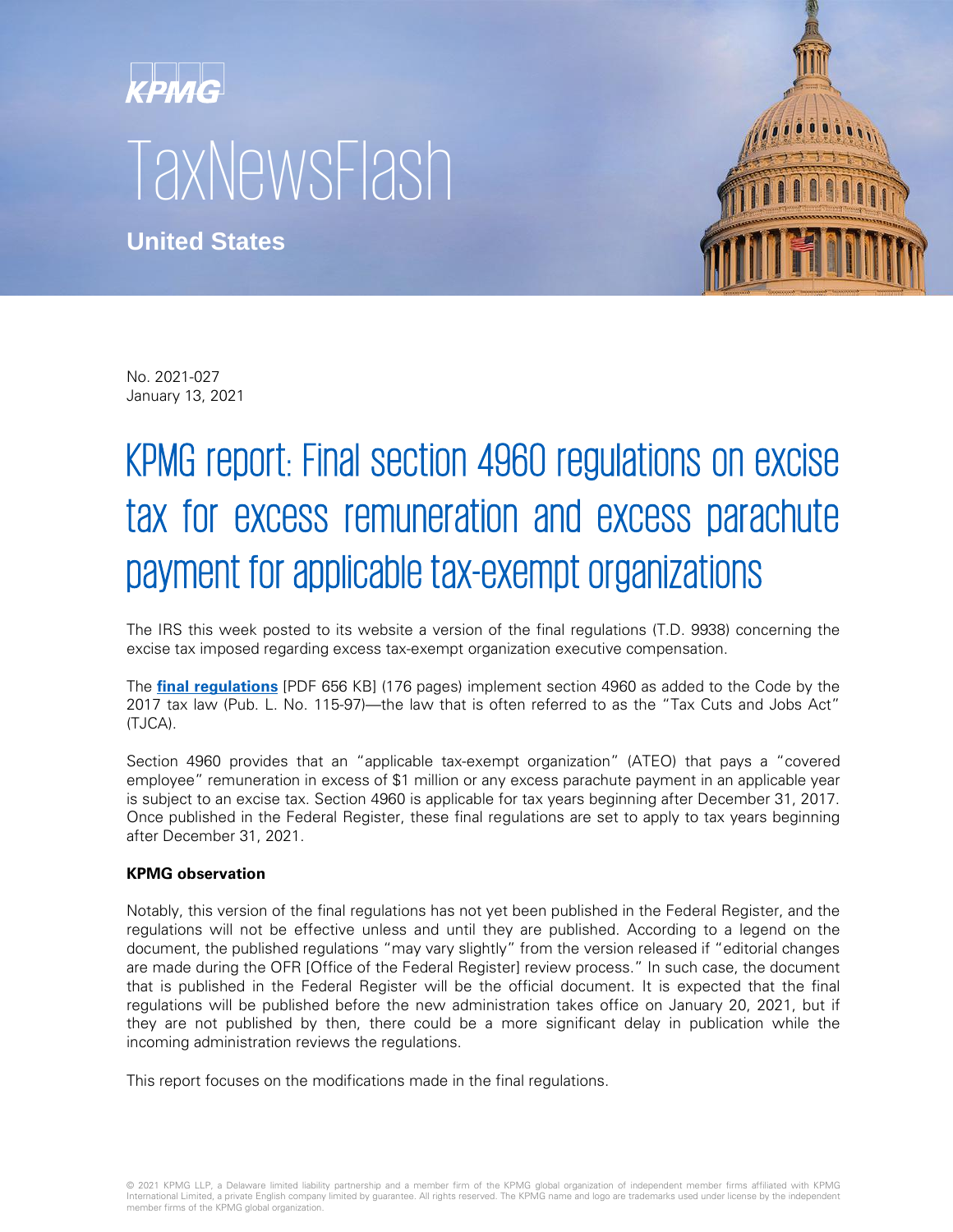KPMG

TaxNewsFlash

**United States**

No. 2021-027
January 13, 2021

# KPMG report: Final section 4960 regulations on excise tax for excess remuneration and excess parachute payment for applicable tax-exempt organizations

The IRS this week posted to its website a version of the final regulations (T.D. 9938) concerning the excise tax imposed regarding excess tax-exempt organization executive compensation.

The **final regulations** [PDF 656 KB] (176 pages) implement section 4960 as added to the Code by the 2017 tax law (Pub. L. No. 115-97)—the law that is often referred to as the "Tax Cuts and Jobs Act" (TJCA).

Section 4960 provides that an "applicable tax-exempt organization" (ATEO) that pays a "covered employee" remuneration in excess of $1 million or any excess parachute payment in an applicable year is subject to an excise tax. Section 4960 is applicable for tax years beginning after December 31, 2017. Once published in the Federal Register, these final regulations are set to apply to tax years beginning after December 31, 2021.

**KPMG observation**

Notably, this version of the final regulations has not yet been published in the Federal Register, and the regulations will not be effective unless and until they are published. According to a legend on the document, the published regulations "may vary slightly" from the version released if "editorial changes are made during the OFR [Office of the Federal Register] review process." In such case, the document that is published in the Federal Register will be the official document. It is expected that the final regulations will be published before the new administration takes office on January 20, 2021, but if they are not published by then, there could be a more significant delay in publication while the incoming administration reviews the regulations.

This report focuses on the modifications made in the final regulations.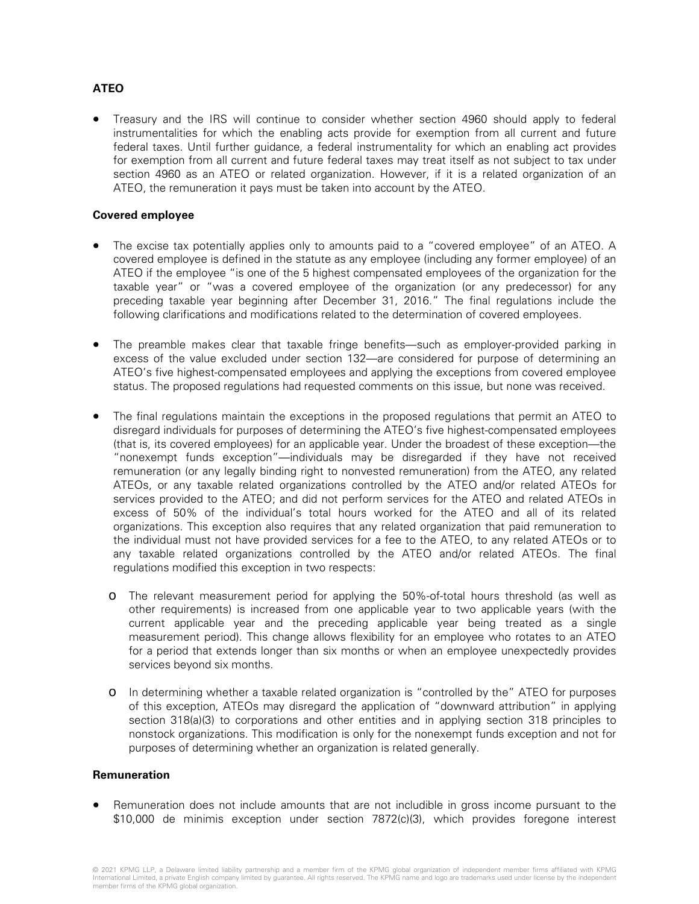**ATEO**

- Treasury and the IRS will continue to consider whether section 4960 should apply to federal instrumentalities for which the enabling acts provide for exemption from all current and future federal taxes. Until further guidance, a federal instrumentality for which an enabling act provides for exemption from all current and future federal taxes may treat itself as not subject to tax under section 4960 as an ATEO or related organization. However, if it is a related organization of an ATEO, the remuneration it pays must be taken into account by the ATEO.

**Covered employee**

- The excise tax potentially applies only to amounts paid to a "covered employee" of an ATEO. A covered employee is defined in the statute as any employee (including any former employee) of an ATEO if the employee "is one of the 5 highest compensated employees of the organization for the taxable year" or "was a covered employee of the organization (or any predecessor) for any preceding taxable year beginning after December 31, 2016." The final regulations include the following clarifications and modifications related to the determination of covered employees.

- The preamble makes clear that taxable fringe benefits—such as employer-provided parking in excess of the value excluded under section 132—are considered for purpose of determining an ATEO's five highest-compensated employees and applying the exceptions from covered employee status. The proposed regulations had requested comments on this issue, but none was received.

- The final regulations maintain the exceptions in the proposed regulations that permit an ATEO to disregard individuals for purposes of determining the ATEO's five highest-compensated employees (that is, its covered employees) for an applicable year. Under the broadest of these exception—the "nonexempt funds exception"—individuals may be disregarded if they have not received remuneration (or any legally binding right to nonvested remuneration) from the ATEO, any related ATEOs, or any taxable related organizations controlled by the ATEO and/or related ATEOs for services provided to the ATEO; and did not perform services for the ATEO and related ATEOs in excess of 50% of the individual's total hours worked for the ATEO and all of its related organizations. This exception also requires that any related organization that paid remuneration to the individual must not have provided services for a fee to the ATEO, to any related ATEOs or to any taxable related organizations controlled by the ATEO and/or related ATEOs. The final regulations modified this exception in two respects:
  - The relevant measurement period for applying the 50%-of-total hours threshold (as well as other requirements) is increased from one applicable year to two applicable years (with the current applicable year and the preceding applicable year being treated as a single measurement period). This change allows flexibility for an employee who rotates to an ATEO for a period that extends longer than six months or when an employee unexpectedly provides services beyond six months.
  - In determining whether a taxable related organization is "controlled by the" ATEO for purposes of this exception, ATEOs may disregard the application of "downward attribution" in applying section 318(a)(3) to corporations and other entities and in applying section 318 principles to nonstock organizations. This modification is only for the nonexempt funds exception and not for purposes of determining whether an organization is related generally.

**Remuneration**

- Remuneration does not include amounts that are not includible in gross income pursuant to the \$10,000 de minimis exception under section 7872(c)(3), which provides foregone interest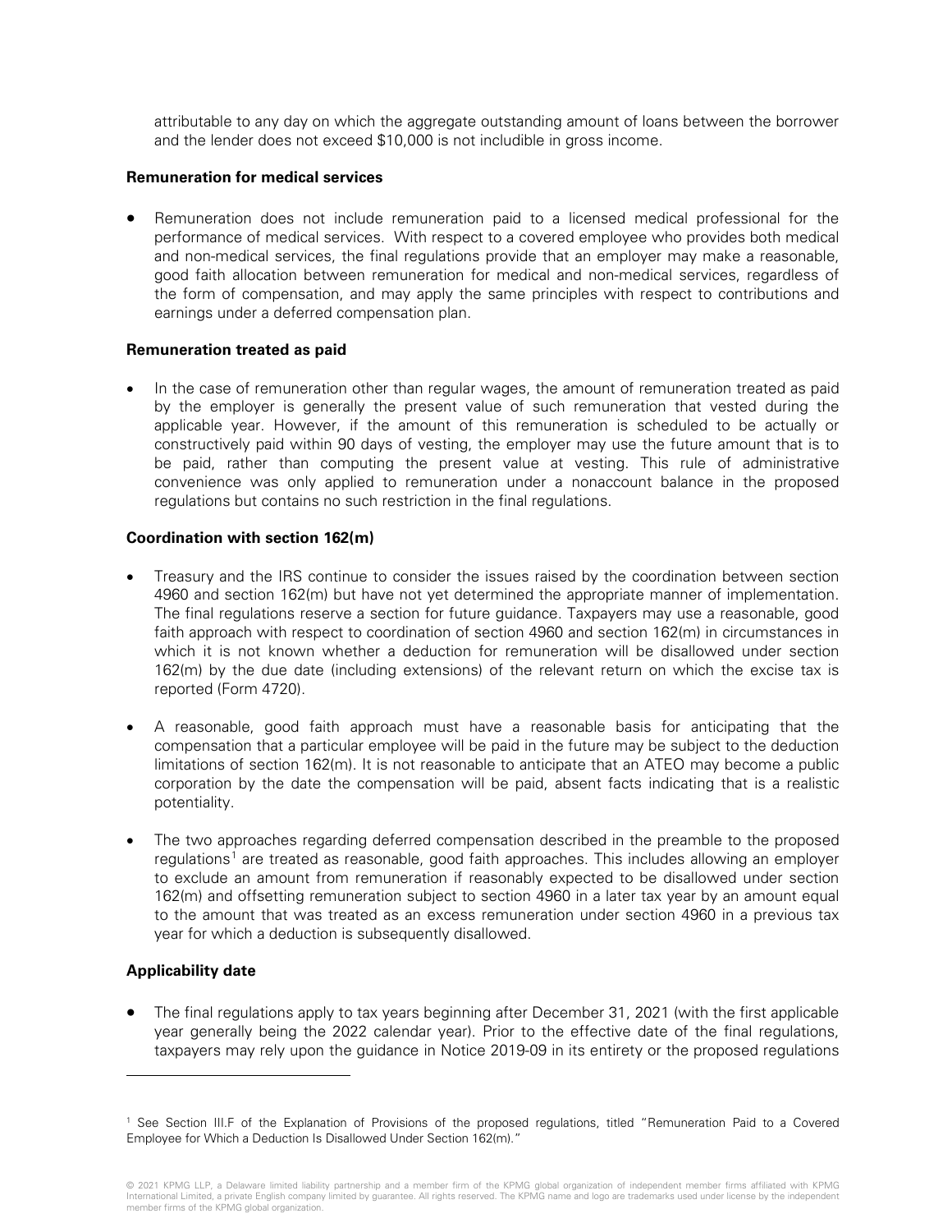attributable to any day on which the aggregate outstanding amount of loans between the borrower and the lender does not exceed $10,000 is not includible in gross income.

**Remuneration for medical services**

- Remuneration does not include remuneration paid to a licensed medical professional for the performance of medical services. With respect to a covered employee who provides both medical and non-medical services, the final regulations provide that an employer may make a reasonable, good faith allocation between remuneration for medical and non-medical services, regardless of the form of compensation, and may apply the same principles with respect to contributions and earnings under a deferred compensation plan.

**Remuneration treated as paid**

- In the case of remuneration other than regular wages, the amount of remuneration treated as paid by the employer is generally the present value of such remuneration that vested during the applicable year. However, if the amount of this remuneration is scheduled to be actually or constructively paid within 90 days of vesting, the employer may use the future amount that is to be paid, rather than computing the present value at vesting. This rule of administrative convenience was only applied to remuneration under a nonaccount balance in the proposed regulations but contains no such restriction in the final regulations.

**Coordination with section 162(m)**

- Treasury and the IRS continue to consider the issues raised by the coordination between section 4960 and section 162(m) but have not yet determined the appropriate manner of implementation. The final regulations reserve a section for future guidance. Taxpayers may use a reasonable, good faith approach with respect to coordination of section 4960 and section 162(m) in circumstances in which it is not known whether a deduction for remuneration will be disallowed under section 162(m) by the due date (including extensions) of the relevant return on which the excise tax is reported (Form 4720).

- A reasonable, good faith approach must have a reasonable basis for anticipating that the compensation that a particular employee will be paid in the future may be subject to the deduction limitations of section 162(m). It is not reasonable to anticipate that an ATEO may become a public corporation by the date the compensation will be paid, absent facts indicating that is a realistic potentiality.

- The two approaches regarding deferred compensation described in the preamble to the proposed regulations[1] are treated as reasonable, good faith approaches. This includes allowing an employer to exclude an amount from remuneration if reasonably expected to be disallowed under section 162(m) and offsetting remuneration subject to section 4960 in a later tax year by an amount equal to the amount that was treated as an excess remuneration under section 4960 in a previous tax year for which a deduction is subsequently disallowed.

**Applicability date**

- The final regulations apply to tax years beginning after December 31, 2021 (with the first applicable year generally being the 2022 calendar year). Prior to the effective date of the final regulations, taxpayers may rely upon the guidance in Notice 2019-09 in its entirety or the proposed regulations

[1] See Section III.F of the Explanation of Provisions of the proposed regulations, titled "Remuneration Paid to a Covered Employee for Which a Deduction Is Disallowed Under Section 162(m)."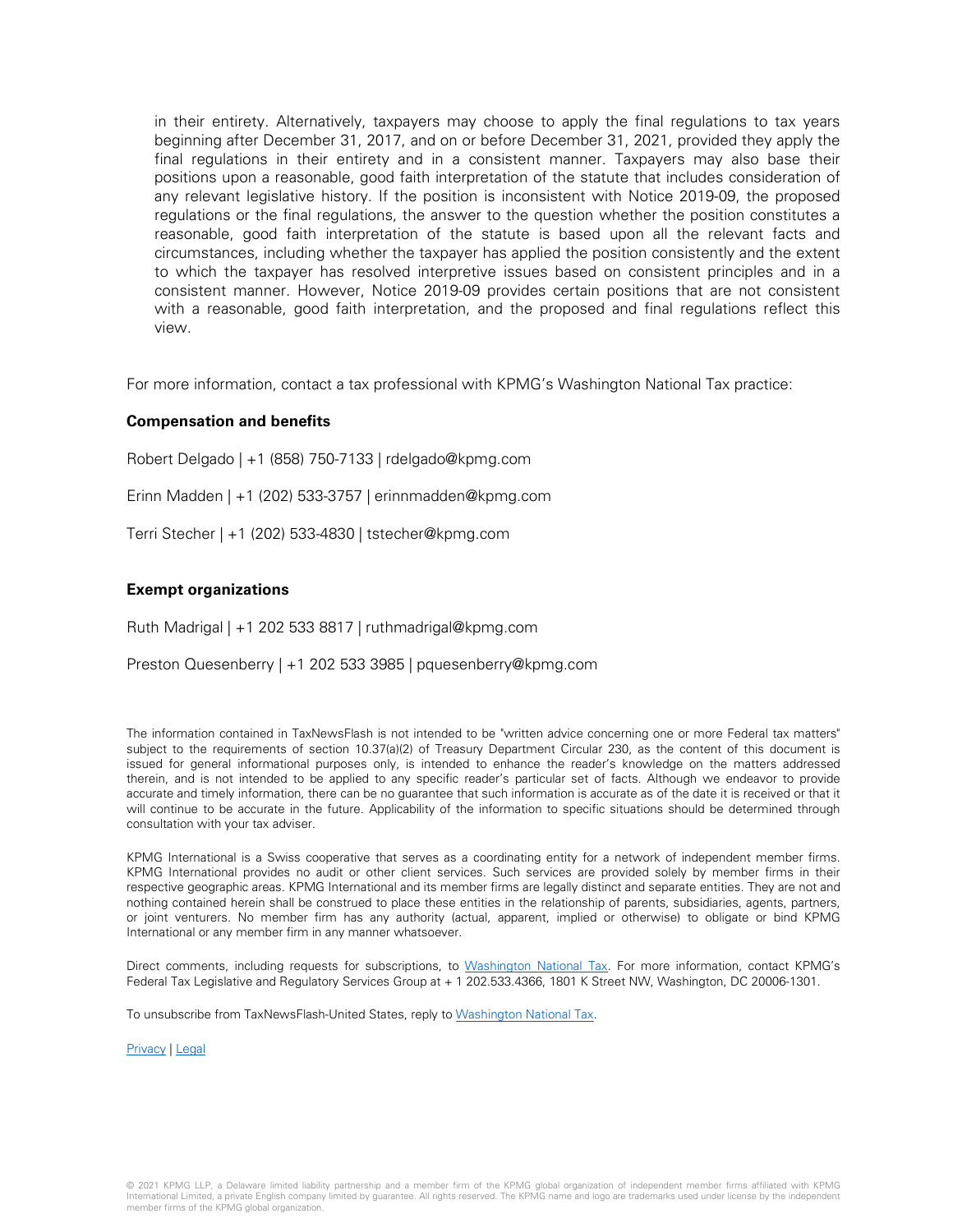in their entirety. Alternatively, taxpayers may choose to apply the final regulations to tax years beginning after December 31, 2017, and on or before December 31, 2021, provided they apply the final regulations in their entirety and in a consistent manner. Taxpayers may also base their positions upon a reasonable, good faith interpretation of the statute that includes consideration of any relevant legislative history. If the position is inconsistent with Notice 2019-09, the proposed regulations or the final regulations, the answer to the question whether the position constitutes a reasonable, good faith interpretation of the statute is based upon all the relevant facts and circumstances, including whether the taxpayer has applied the position consistently and the extent to which the taxpayer has resolved interpretive issues based on consistent principles and in a consistent manner. However, Notice 2019-09 provides certain positions that are not consistent with a reasonable, good faith interpretation, and the proposed and final regulations reflect this view.

For more information, contact a tax professional with KPMG's Washington National Tax practice:

**Compensation and benefits**

Robert Delgado | +1 (858) 750-7133 | rdelgado@kpmg.com

Erinn Madden | +1 (202) 533-3757 | erinnmadden@kpmg.com

Terri Stecher | +1 (202) 533-4830 | tstecher@kpmg.com

**Exempt organizations**

Ruth Madrigal | +1 202 533 8817 | ruthmadrigal@kpmg.com

Preston Quesenberry | +1 202 533 3985 | pquesenberry@kpmg.com

The information contained in TaxNewsFlash is not intended to be "written advice concerning one or more Federal tax matters" subject to the requirements of section 10.37(a)(2) of Treasury Department Circular 230, as the content of this document is issued for general informational purposes only, is intended to enhance the reader's knowledge on the matters addressed therein, and is not intended to be applied to any specific reader's particular set of facts. Although we endeavor to provide accurate and timely information, there can be no guarantee that such information is accurate as of the date it is received or that it will continue to be accurate in the future. Applicability of the information to specific situations should be determined through consultation with your tax adviser.

KPMG International is a Swiss cooperative that serves as a coordinating entity for a network of independent member firms. KPMG International provides no audit or other client services. Such services are provided solely by member firms in their respective geographic areas. KPMG International and its member firms are legally distinct and separate entities. They are not and nothing contained herein shall be construed to place these entities in the relationship of parents, subsidiaries, agents, partners, or joint venturers. No member firm has any authority (actual, apparent, implied or otherwise) to obligate or bind KPMG International or any member firm in any manner whatsoever.

Direct comments, including requests for subscriptions, to Washington National Tax. For more information, contact KPMG's Federal Tax Legislative and Regulatory Services Group at + 1 202.533.4366, 1801 K Street NW, Washington, DC 20006-1301.

To unsubscribe from TaxNewsFlash-United States, reply to Washington National Tax.

Privacy | Legal

© 2021 KPMG LLP, a Delaware limited liability partnership and a member firm of the KPMG global organization of independent member firms affiliated with KPMG International Limited, a private English company limited by guarantee. All rights reserved. The KPMG name and logo are trademarks used under license by the independent member firms of the KPMG global organization.